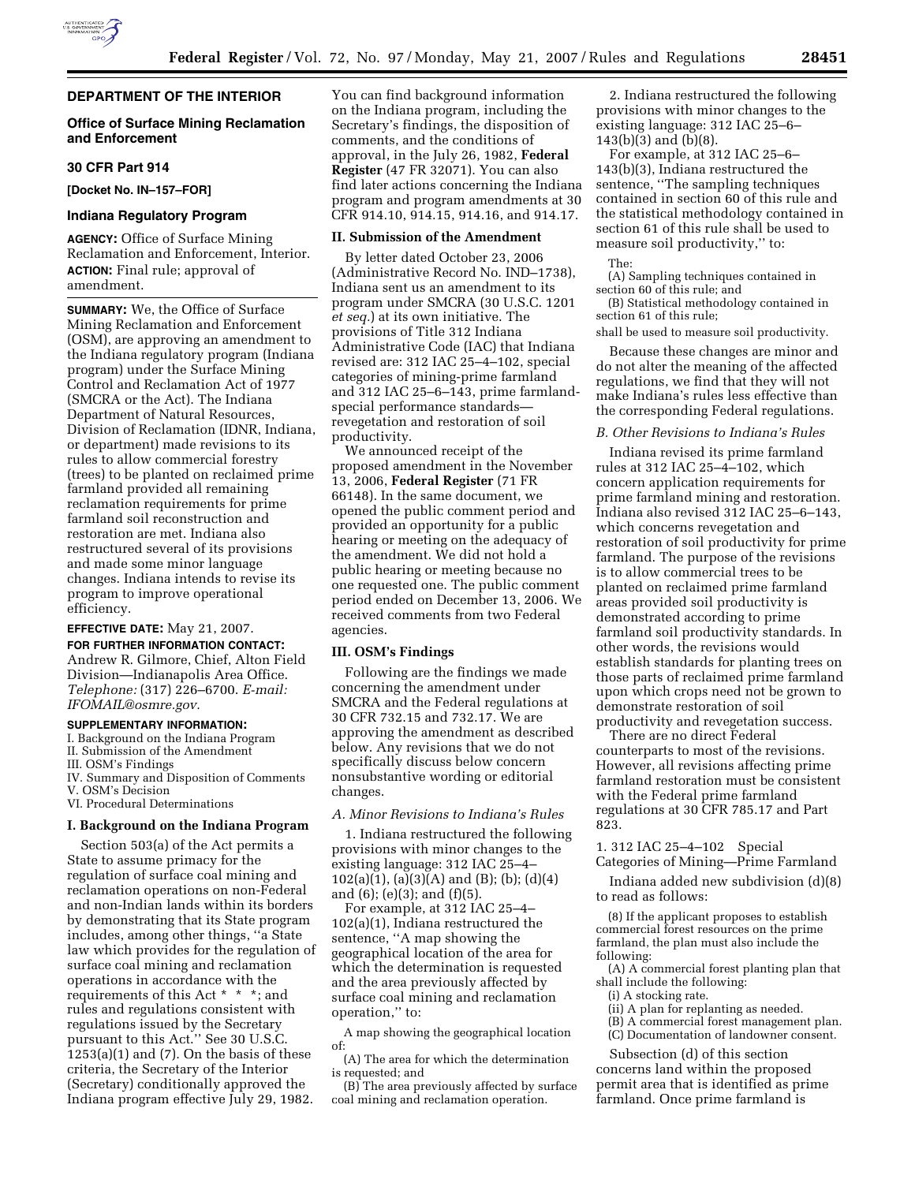## DEPARTMENT OF THE INTERIOR

### Office of Surface Mining Reclamation and Enforcement

#### 30 CFR Part 914

**[Docket No. IN–157–FOR]**

### Indiana Regulatory Program

**AGENCY:** Office of Surface Mining Reclamation and Enforcement, Interior.

**ACTION:** Final rule; approval of amendment.

**SUMMARY:** We, the Office of Surface Mining Reclamation and Enforcement (OSM), are approving an amendment to the Indiana regulatory program (Indiana program) under the Surface Mining Control and Reclamation Act of 1977 (SMCRA or the Act). The Indiana Department of Natural Resources, Division of Reclamation (IDNR, Indiana, or department) made revisions to its rules to allow commercial forestry (trees) to be planted on reclaimed prime farmland provided all remaining reclamation requirements for prime farmland soil reconstruction and restoration are met. Indiana also restructured several of its provisions and made some minor language changes. Indiana intends to revise its program to improve operational efficiency.

**EFFECTIVE DATE:** May 21, 2007.

**FOR FURTHER INFORMATION CONTACT:** Andrew R. Gilmore, Chief, Alton Field Division—Indianapolis Area Office. *Telephone:* (317) 226–6700. *E-mail: IFOMAIL@osmre.gov.*

**SUPPLEMENTARY INFORMATION:**

I. Background on the Indiana Program
II. Submission of the Amendment
III. OSM's Findings
IV. Summary and Disposition of Comments
V. OSM's Decision
VI. Procedural Determinations

#### I. Background on the Indiana Program

Section 503(a) of the Act permits a State to assume primacy for the regulation of surface coal mining and reclamation operations on non-Federal and non-Indian lands within its borders by demonstrating that its State program includes, among other things, ''a State law which provides for the regulation of surface coal mining and reclamation operations in accordance with the requirements of this Act * * *; and rules and regulations consistent with regulations issued by the Secretary pursuant to this Act.'' See 30 U.S.C. 1253(a)(1) and (7). On the basis of these criteria, the Secretary of the Interior (Secretary) conditionally approved the Indiana program effective July 29, 1982. You can find background information on the Indiana program, including the Secretary's findings, the disposition of comments, and the conditions of approval, in the July 26, 1982, **Federal Register** (47 FR 32071). You can also find later actions concerning the Indiana program and program amendments at 30 CFR 914.10, 914.15, 914.16, and 914.17.

#### II. Submission of the Amendment

By letter dated October 23, 2006 (Administrative Record No. IND–1738), Indiana sent us an amendment to its program under SMCRA (30 U.S.C. 1201 *et seq.*) at its own initiative. The provisions of Title 312 Indiana Administrative Code (IAC) that Indiana revised are: 312 IAC 25–4–102, special categories of mining-prime farmland and 312 IAC 25–6–143, prime farmland-special performance standards—revegetation and restoration of soil productivity.

We announced receipt of the proposed amendment in the November 13, 2006, **Federal Register** (71 FR 66148). In the same document, we opened the public comment period and provided an opportunity for a public hearing or meeting on the adequacy of the amendment. We did not hold a public hearing or meeting because no one requested one. The public comment period ended on December 13, 2006. We received comments from two Federal agencies.

#### III. OSM's Findings

Following are the findings we made concerning the amendment under SMCRA and the Federal regulations at 30 CFR 732.15 and 732.17. We are approving the amendment as described below. Any revisions that we do not specifically discuss below concern nonsubstantive wording or editorial changes.

*A. Minor Revisions to Indiana's Rules*

1. Indiana restructured the following provisions with minor changes to the existing language: 312 IAC 25–4–102(a)(1), (a)(3)(A) and (B); (b); (d)(4) and (6); (e)(3); and (f)(5).

For example, at 312 IAC 25–4–102(a)(1), Indiana restructured the sentence, ''A map showing the geographical location of the area for which the determination is requested and the area previously affected by surface coal mining and reclamation operation,'' to:

> A map showing the geographical location of:
> (A) The area for which the determination is requested; and
> (B) The area previously affected by surface coal mining and reclamation operation.

2. Indiana restructured the following provisions with minor changes to the existing language: 312 IAC 25–6–143(b)(3) and (b)(8).

For example, at 312 IAC 25–6–143(b)(3), Indiana restructured the sentence, ''The sampling techniques contained in section 60 of this rule and the statistical methodology contained in section 61 of this rule shall be used to measure soil productivity,'' to:

> The:
> (A) Sampling techniques contained in section 60 of this rule; and
> (B) Statistical methodology contained in section 61 of this rule;
> shall be used to measure soil productivity.

Because these changes are minor and do not alter the meaning of the affected regulations, we find that they will not make Indiana's rules less effective than the corresponding Federal regulations.

*B. Other Revisions to Indiana's Rules*

Indiana revised its prime farmland rules at 312 IAC 25–4–102, which concern application requirements for prime farmland mining and restoration. Indiana also revised 312 IAC 25–6–143, which concerns revegetation and restoration of soil productivity for prime farmland. The purpose of the revisions is to allow commercial trees to be planted on reclaimed prime farmland areas provided soil productivity is demonstrated according to prime farmland soil productivity standards. In other words, the revisions would establish standards for planting trees on those parts of reclaimed prime farmland upon which crops need not be grown to demonstrate restoration of soil productivity and revegetation success.

There are no direct Federal counterparts to most of the revisions. However, all revisions affecting prime farmland restoration must be consistent with the Federal prime farmland regulations at 30 CFR 785.17 and Part 823.

1. 312 IAC 25–4–102 Special Categories of Mining—Prime Farmland

Indiana added new subdivision (d)(8) to read as follows:

> (8) If the applicant proposes to establish commercial forest resources on the prime farmland, the plan must also include the following:
> (A) A commercial forest planting plan that shall include the following:
> (i) A stocking rate.
> (ii) A plan for replanting as needed.
> (B) A commercial forest management plan.
> (C) Documentation of landowner consent.

Subsection (d) of this section concerns land within the proposed permit area that is identified as prime farmland. Once prime farmland is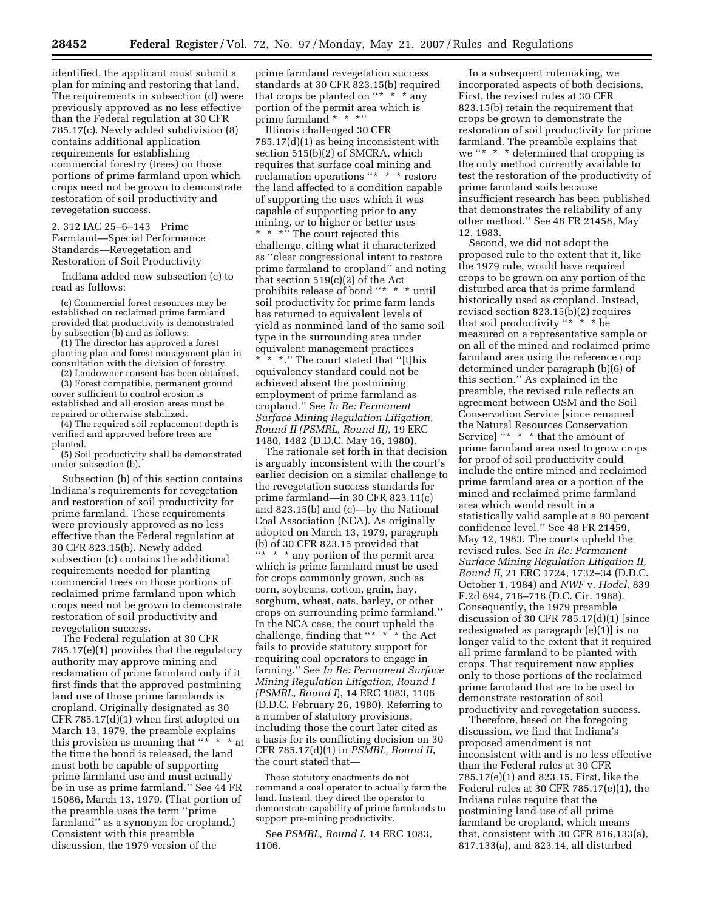identified, the applicant must submit a plan for mining and restoring that land. The requirements in subsection (d) were previously approved as no less effective than the Federal regulation at 30 CFR 785.17(c). Newly added subdivision (8) contains additional application requirements for establishing commercial forestry (trees) on those portions of prime farmland upon which crops need not be grown to demonstrate restoration of soil productivity and revegetation success.

2. 312 IAC 25–6–143 Prime Farmland—Special Performance Standards—Revegetation and Restoration of Soil Productivity

Indiana added new subsection (c) to read as follows:

(c) Commercial forest resources may be established on reclaimed prime farmland provided that productivity is demonstrated by subsection (b) and as follows:

(1) The director has approved a forest planting plan and forest management plan in consultation with the division of forestry.

(2) Landowner consent has been obtained.

(3) Forest compatible, permanent ground cover sufficient to control erosion is established and all erosion areas must be repaired or otherwise stabilized.

(4) The required soil replacement depth is verified and approved before trees are planted.

(5) Soil productivity shall be demonstrated under subsection (b).

Subsection (b) of this section contains Indiana's requirements for revegetation and restoration of soil productivity for prime farmland. These requirements were previously approved as no less effective than the Federal regulation at 30 CFR 823.15(b). Newly added subsection (c) contains the additional requirements needed for planting commercial trees on those portions of reclaimed prime farmland upon which crops need not be grown to demonstrate restoration of soil productivity and revegetation success.

The Federal regulation at 30 CFR 785.17(e)(1) provides that the regulatory authority may approve mining and reclamation of prime farmland only if it first finds that the approved postmining land use of those prime farmlands is cropland. Originally designated as 30 CFR 785.17(d)(1) when first adopted on March 13, 1979, the preamble explains this provision as meaning that "* * * at the time the bond is released, the land must both be capable of supporting prime farmland use and must actually be in use as prime farmland." See 44 FR 15086, March 13, 1979. (That portion of the preamble uses the term "prime farmland" as a synonym for cropland.) Consistent with this preamble discussion, the 1979 version of the prime farmland revegetation success standards at 30 CFR 823.15(b) required that crops be planted on "* * * any portion of the permit area which is prime farmland * * *."

Illinois challenged 30 CFR 785.17(d)(1) as being inconsistent with section 515(b)(2) of SMCRA, which requires that surface coal mining and reclamation operations "* * * restore the land affected to a condition capable of supporting the uses which it was capable of supporting prior to any mining, or to higher or better uses * * *." The court rejected this challenge, citing what it characterized as "clear congressional intent to restore prime farmland to cropland" and noting that section 519(c)(2) of the Act prohibits release of bond "* * * until soil productivity for prime farm lands has returned to equivalent levels of yield as nonmined land of the same soil type in the surrounding area under equivalent management practices * * *." The court stated that "[t]his equivalency standard could not be achieved absent the postmining employment of prime farmland as cropland." See *In Re: Permanent Surface Mining Regulation Litigation, Round II (PSMRL, Round II),* 19 ERC 1480, 1482 (D.D.C. May 16, 1980).

The rationale set forth in that decision is arguably inconsistent with the court's earlier decision on a similar challenge to the revegetation success standards for prime farmland—in 30 CFR 823.11(c) and 823.15(b) and (c)—by the National Coal Association (NCA). As originally adopted on March 13, 1979, paragraph (b) of 30 CFR 823.15 provided that "* * * any portion of the permit area which is prime farmland must be used for crops commonly grown, such as corn, soybeans, cotton, grain, hay, sorghum, wheat, oats, barley, or other crops on surrounding prime farmland." In the NCA case, the court upheld the challenge, finding that "* * * the Act fails to provide statutory support for requiring coal operators to engage in farming." See *In Re: Permanent Surface Mining Regulation Litigation, Round I (PSMRL, Round I*), 14 ERC 1083, 1106 (D.D.C. February 26, 1980). Referring to a number of statutory provisions, including those the court later cited as a basis for its conflicting decision on 30 CFR 785.17(d)(1) in *PSMRL, Round II*, the court stated that—

These statutory enactments do not command a coal operator to actually farm the land. Instead, they direct the operator to demonstrate capability of prime farmlands to support pre-mining productivity.

See *PSMRL, Round I*, 14 ERC 1083, 1106.

In a subsequent rulemaking, we incorporated aspects of both decisions. First, the revised rules at 30 CFR 823.15(b) retain the requirement that crops be grown to demonstrate the restoration of soil productivity for prime farmland. The preamble explains that we "* * * determined that cropping is the only method currently available to test the restoration of the productivity of prime farmland soils because insufficient research has been published that demonstrates the reliability of any other method." See 48 FR 21458, May 12, 1983.

Second, we did not adopt the proposed rule to the extent that it, like the 1979 rule, would have required crops to be grown on any portion of the disturbed area that is prime farmland historically used as cropland. Instead, revised section 823.15(b)(2) requires that soil productivity "* * * be measured on a representative sample or on all of the mined and reclaimed prime farmland area using the reference crop determined under paragraph (b)(6) of this section." As explained in the preamble, the revised rule reflects an agreement between OSM and the Soil Conservation Service [since renamed the Natural Resources Conservation Service] "* * * that the amount of prime farmland area used to grow crops for proof of soil productivity could include the entire mined and reclaimed prime farmland area or a portion of the mined and reclaimed prime farmland area which would result in a statistically valid sample at a 90 percent confidence level." See 48 FR 21459, May 12, 1983. The courts upheld the revised rules. See *In Re: Permanent Surface Mining Regulation Litigation II, Round II,* 21 ERC 1724, 1732–34 (D.D.C. October 1, 1984) and *NWF* v. *Hodel*, 839 F.2d 694, 716–718 (D.C. Cir. 1988). Consequently, the 1979 preamble discussion of 30 CFR 785.17(d)(1) [since redesignated as paragraph (e)(1)] is no longer valid to the extent that it required all prime farmland to be planted with crops. That requirement now applies only to those portions of the reclaimed prime farmland that are to be used to demonstrate restoration of soil productivity and revegetation success.

Therefore, based on the foregoing discussion, we find that Indiana's proposed amendment is not inconsistent with and is no less effective than the Federal rules at 30 CFR 785.17(e)(1) and 823.15. First, like the Federal rules at 30 CFR 785.17(e)(1), the Indiana rules require that the postmining land use of all prime farmland be cropland, which means that, consistent with 30 CFR 816.133(a), 817.133(a), and 823.14, all disturbed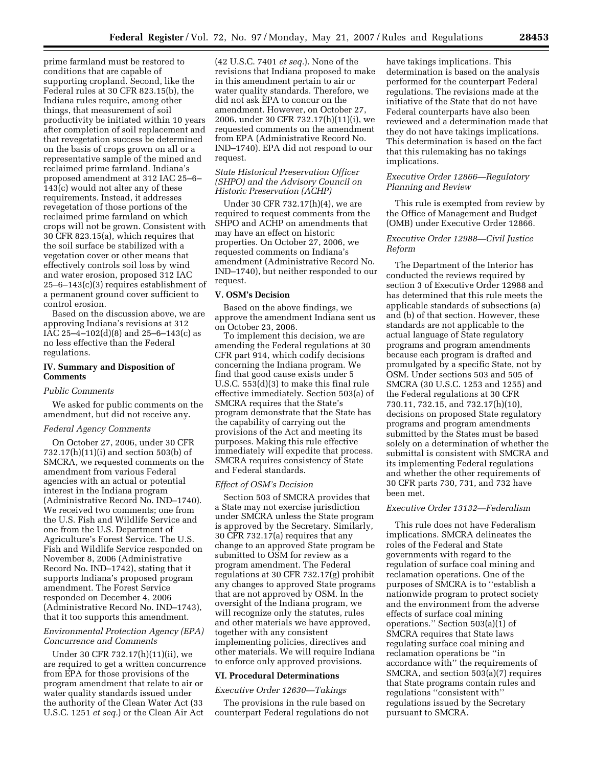prime farmland must be restored to conditions that are capable of supporting cropland. Second, like the Federal rules at 30 CFR 823.15(b), the Indiana rules require, among other things, that measurement of soil productivity be initiated within 10 years after completion of soil replacement and that revegetation success be determined on the basis of crops grown on all or a representative sample of the mined and reclaimed prime farmland. Indiana's proposed amendment at 312 IAC 25–6–143(c) would not alter any of these requirements. Instead, it addresses revegetation of those portions of the reclaimed prime farmland on which crops will not be grown. Consistent with 30 CFR 823.15(a), which requires that the soil surface be stabilized with a vegetation cover or other means that effectively controls soil loss by wind and water erosion, proposed 312 IAC 25–6–143(c)(3) requires establishment of a permanent ground cover sufficient to control erosion.

Based on the discussion above, we are approving Indiana's revisions at 312 IAC 25–4–102(d)(8) and 25–6–143(c) as no less effective than the Federal regulations.

## IV. Summary and Disposition of Comments

*Public Comments*

We asked for public comments on the amendment, but did not receive any.

*Federal Agency Comments*

On October 27, 2006, under 30 CFR 732.17(h)(11)(i) and section 503(b) of SMCRA, we requested comments on the amendment from various Federal agencies with an actual or potential interest in the Indiana program (Administrative Record No. IND–1740). We received two comments; one from the U.S. Fish and Wildlife Service and one from the U.S. Department of Agriculture's Forest Service. The U.S. Fish and Wildlife Service responded on November 8, 2006 (Administrative Record No. IND–1742), stating that it supports Indiana's proposed program amendment. The Forest Service responded on December 4, 2006 (Administrative Record No. IND–1743), that it too supports this amendment.

*Environmental Protection Agency (EPA) Concurrence and Comments*

Under 30 CFR 732.17(h)(11)(ii), we are required to get a written concurrence from EPA for those provisions of the program amendment that relate to air or water quality standards issued under the authority of the Clean Water Act (33 U.S.C. 1251 *et seq.*) or the Clean Air Act (42 U.S.C. 7401 *et seq.*). None of the revisions that Indiana proposed to make in this amendment pertain to air or water quality standards. Therefore, we did not ask EPA to concur on the amendment. However, on October 27, 2006, under 30 CFR 732.17(h)(11)(i), we requested comments on the amendment from EPA (Administrative Record No. IND–1740). EPA did not respond to our request.

*State Historical Preservation Officer (SHPO) and the Advisory Council on Historic Preservation (ACHP)*

Under 30 CFR 732.17(h)(4), we are required to request comments from the SHPO and ACHP on amendments that may have an effect on historic properties. On October 27, 2006, we requested comments on Indiana's amendment (Administrative Record No. IND–1740), but neither responded to our request.

## V. OSM's Decision

Based on the above findings, we approve the amendment Indiana sent us on October 23, 2006.

To implement this decision, we are amending the Federal regulations at 30 CFR part 914, which codify decisions concerning the Indiana program. We find that good cause exists under 5 U.S.C. 553(d)(3) to make this final rule effective immediately. Section 503(a) of SMCRA requires that the State's program demonstrate that the State has the capability of carrying out the provisions of the Act and meeting its purposes. Making this rule effective immediately will expedite that process. SMCRA requires consistency of State and Federal standards.

*Effect of OSM's Decision*

Section 503 of SMCRA provides that a State may not exercise jurisdiction under SMCRA unless the State program is approved by the Secretary. Similarly, 30 CFR 732.17(a) requires that any change to an approved State program be submitted to OSM for review as a program amendment. The Federal regulations at 30 CFR 732.17(g) prohibit any changes to approved State programs that are not approved by OSM. In the oversight of the Indiana program, we will recognize only the statutes, rules and other materials we have approved, together with any consistent implementing policies, directives and other materials. We will require Indiana to enforce only approved provisions.

## VI. Procedural Determinations

*Executive Order 12630—Takings*

The provisions in the rule based on counterpart Federal regulations do not have takings implications. This determination is based on the analysis performed for the counterpart Federal regulations. The revisions made at the initiative of the State that do not have Federal counterparts have also been reviewed and a determination made that they do not have takings implications. This determination is based on the fact that this rulemaking has no takings implications.

*Executive Order 12866—Regulatory Planning and Review*

This rule is exempted from review by the Office of Management and Budget (OMB) under Executive Order 12866.

*Executive Order 12988—Civil Justice Reform*

The Department of the Interior has conducted the reviews required by section 3 of Executive Order 12988 and has determined that this rule meets the applicable standards of subsections (a) and (b) of that section. However, these standards are not applicable to the actual language of State regulatory programs and program amendments because each program is drafted and promulgated by a specific State, not by OSM. Under sections 503 and 505 of SMCRA (30 U.S.C. 1253 and 1255) and the Federal regulations at 30 CFR 730.11, 732.15, and 732.17(h)(10), decisions on proposed State regulatory programs and program amendments submitted by the States must be based solely on a determination of whether the submittal is consistent with SMCRA and its implementing Federal regulations and whether the other requirements of 30 CFR parts 730, 731, and 732 have been met.

*Executive Order 13132—Federalism*

This rule does not have Federalism implications. SMCRA delineates the roles of the Federal and State governments with regard to the regulation of surface coal mining and reclamation operations. One of the purposes of SMCRA is to "establish a nationwide program to protect society and the environment from the adverse effects of surface coal mining operations." Section 503(a)(1) of SMCRA requires that State laws regulating surface coal mining and reclamation operations be "in accordance with" the requirements of SMCRA, and section 503(a)(7) requires that State programs contain rules and regulations "consistent with" regulations issued by the Secretary pursuant to SMCRA.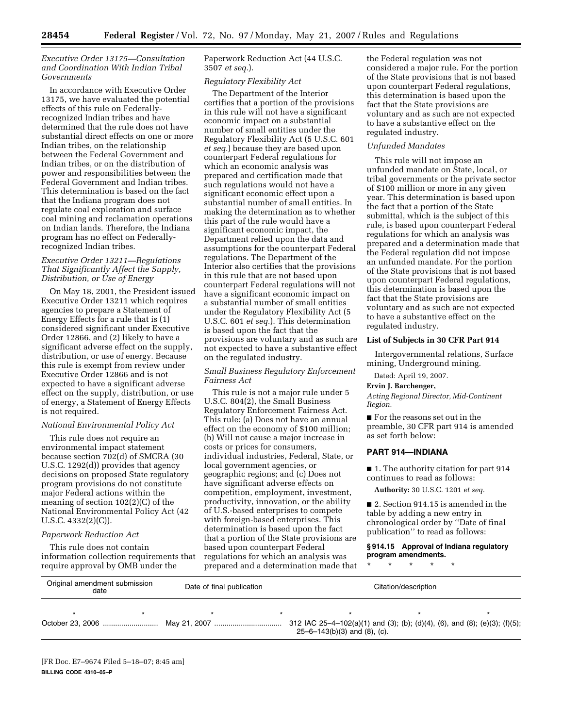*Executive Order 13175—Consultation and Coordination With Indian Tribal Governments*

In accordance with Executive Order 13175, we have evaluated the potential effects of this rule on Federally-recognized Indian tribes and have determined that the rule does not have substantial direct effects on one or more Indian tribes, on the relationship between the Federal Government and Indian tribes, or on the distribution of power and responsibilities between the Federal Government and Indian tribes. This determination is based on the fact that the Indiana program does not regulate coal exploration and surface coal mining and reclamation operations on Indian lands. Therefore, the Indiana program has no effect on Federally-recognized Indian tribes.

*Executive Order 13211—Regulations That Significantly Affect the Supply, Distribution, or Use of Energy*

On May 18, 2001, the President issued Executive Order 13211 which requires agencies to prepare a Statement of Energy Effects for a rule that is (1) considered significant under Executive Order 12866, and (2) likely to have a significant adverse effect on the supply, distribution, or use of energy. Because this rule is exempt from review under Executive Order 12866 and is not expected to have a significant adverse effect on the supply, distribution, or use of energy, a Statement of Energy Effects is not required.

*National Environmental Policy Act*

This rule does not require an environmental impact statement because section 702(d) of SMCRA (30 U.S.C. 1292(d)) provides that agency decisions on proposed State regulatory program provisions do not constitute major Federal actions within the meaning of section 102(2)(C) of the National Environmental Policy Act (42 U.S.C. 4332(2)(C)).

*Paperwork Reduction Act*

This rule does not contain information collection requirements that require approval by OMB under the Paperwork Reduction Act (44 U.S.C. 3507 *et seq.*).

*Regulatory Flexibility Act*

The Department of the Interior certifies that a portion of the provisions in this rule will not have a significant economic impact on a substantial number of small entities under the Regulatory Flexibility Act (5 U.S.C. 601 *et seq.*) because they are based upon counterpart Federal regulations for which an economic analysis was prepared and certification made that such regulations would not have a significant economic effect upon a substantial number of small entities. In making the determination as to whether this part of the rule would have a significant economic impact, the Department relied upon the data and assumptions for the counterpart Federal regulations. The Department of the Interior also certifies that the provisions in this rule that are not based upon counterpart Federal regulations will not have a significant economic impact on a substantial number of small entities under the Regulatory Flexibility Act (5 U.S.C. 601 *et seq.*). This determination is based upon the fact that the provisions are voluntary and as such are not expected to have a substantive effect on the regulated industry.

*Small Business Regulatory Enforcement Fairness Act*

This rule is not a major rule under 5 U.S.C. 804(2), the Small Business Regulatory Enforcement Fairness Act. This rule: (a) Does not have an annual effect on the economy of $100 million; (b) Will not cause a major increase in costs or prices for consumers, individual industries, Federal, State, or local government agencies, or geographic regions; and (c) Does not have significant adverse effects on competition, employment, investment, productivity, innovation, or the ability of U.S.-based enterprises to compete with foreign-based enterprises. This determination is based upon the fact that a portion of the State provisions are based upon counterpart Federal regulations for which an analysis was prepared and a determination made that the Federal regulation was not considered a major rule. For the portion of the State provisions that is not based upon counterpart Federal regulations, this determination is based upon the fact that the State provisions are voluntary and as such are not expected to have a substantive effect on the regulated industry.

*Unfunded Mandates*

This rule will not impose an unfunded mandate on State, local, or tribal governments or the private sector of $100 million or more in any given year. This determination is based upon the fact that a portion of the State submittal, which is the subject of this rule, is based upon counterpart Federal regulations for which an analysis was prepared and a determination made that the Federal regulation did not impose an unfunded mandate. For the portion of the State provisions that is not based upon counterpart Federal regulations, this determination is based upon the fact that the State provisions are voluntary and as such are not expected to have a substantive effect on the regulated industry.

**List of Subjects in 30 CFR Part 914**

Intergovernmental relations, Surface mining, Underground mining.

Dated: April 19, 2007.

**Ervin J. Barchenger,**

*Acting Regional Director, Mid-Continent Region.*

■ For the reasons set out in the preamble, 30 CFR part 914 is amended as set forth below:

## PART 914—INDIANA

■ 1. The authority citation for part 914 continues to read as follows:

**Authority:** 30 U.S.C. 1201 *et seq.*

■ 2. Section 914.15 is amended in the table by adding a new entry in chronological order by "Date of final publication" to read as follows:

**§ 914.15 Approval of Indiana regulatory program amendments.**

\* \* \* \* \*

| Original amendment submission date | Date of final publication | Citation/description |
|---|---|---|
| \* \* | \* | \* \* \* \* |
| October 23, 2006 | May 21, 2007 | 312 IAC 25–4–102(a)(1) and (3); (b); (d)(4), (6), and (8); (e)(3); (f)(5); 25–6–143(b)(3) and (8), (c). |

[FR Doc. E7–9674 Filed 5–18–07; 8:45 am]

**BILLING CODE 4310–05–P**